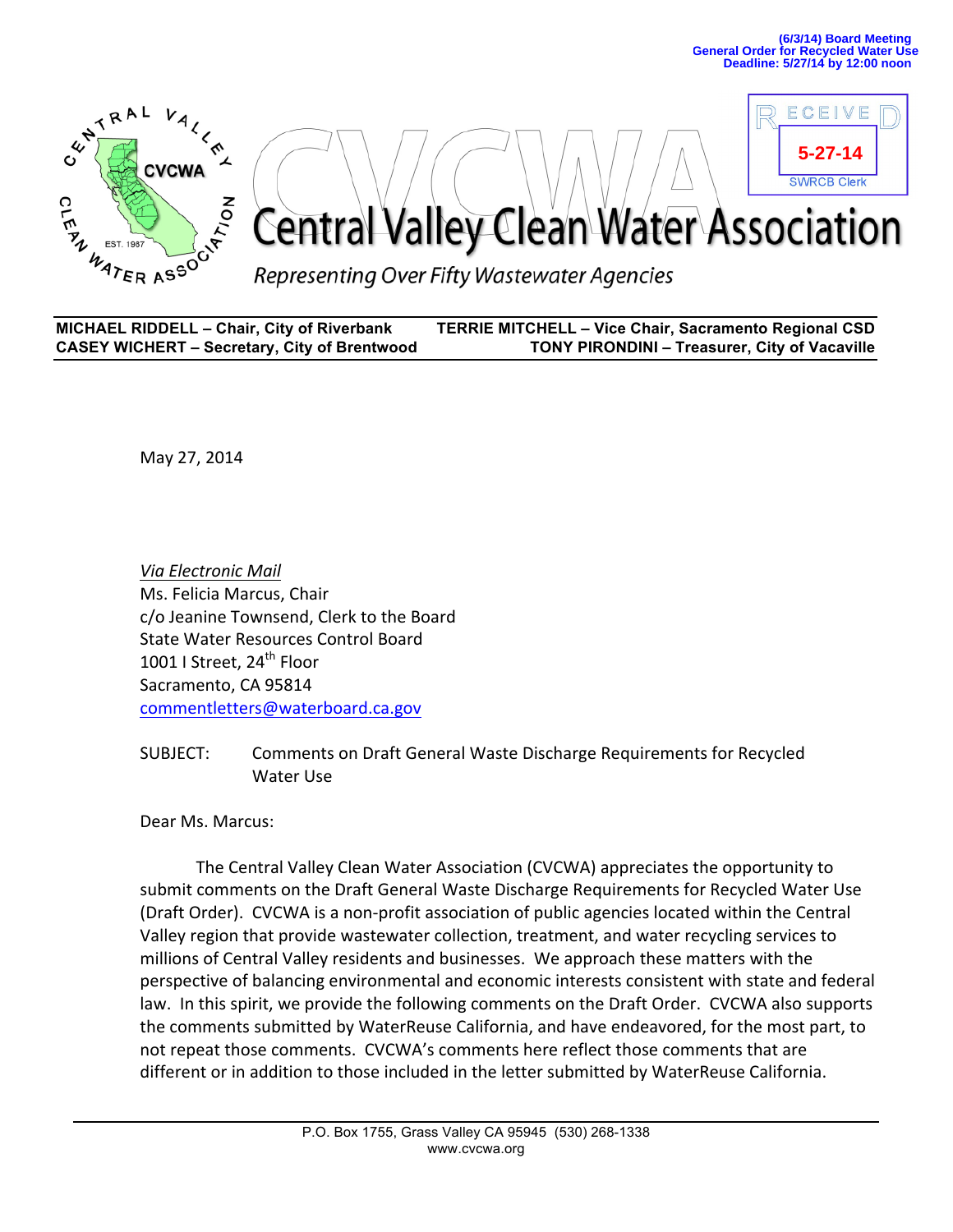(6/3/14) Board Meeting
General Order for Recycled Water Use
Deadline: 5/27/14 by 12:00 noon

RECEIVED
5-27-14
SWRCB Clerk

# Central Valley Clean Water Association

*Representing Over Fifty Wastewater Agencies*

**MICHAEL RIDDELL – Chair, City of Riverbank** | **TERRIE MITCHELL – Vice Chair, Sacramento Regional CSD**
**CASEY WICHERT – Secretary, City of Brentwood** | **TONY PIRONDINI – Treasurer, City of Vacaville**

May 27, 2014

*Via Electronic Mail*
Ms. Felicia Marcus, Chair
c/o Jeanine Townsend, Clerk to the Board
State Water Resources Control Board
1001 I Street, 24th Floor
Sacramento, CA 95814
commentletters@waterboard.ca.gov

SUBJECT: Comments on Draft General Waste Discharge Requirements for Recycled Water Use

Dear Ms. Marcus:

The Central Valley Clean Water Association (CVCWA) appreciates the opportunity to submit comments on the Draft General Waste Discharge Requirements for Recycled Water Use (Draft Order). CVCWA is a non-profit association of public agencies located within the Central Valley region that provide wastewater collection, treatment, and water recycling services to millions of Central Valley residents and businesses. We approach these matters with the perspective of balancing environmental and economic interests consistent with state and federal law. In this spirit, we provide the following comments on the Draft Order. CVCWA also supports the comments submitted by WaterReuse California, and have endeavored, for the most part, to not repeat those comments. CVCWA's comments here reflect those comments that are different or in addition to those included in the letter submitted by WaterReuse California.

P.O. Box 1755, Grass Valley CA 95945 (530) 268-1338
www.cvcwa.org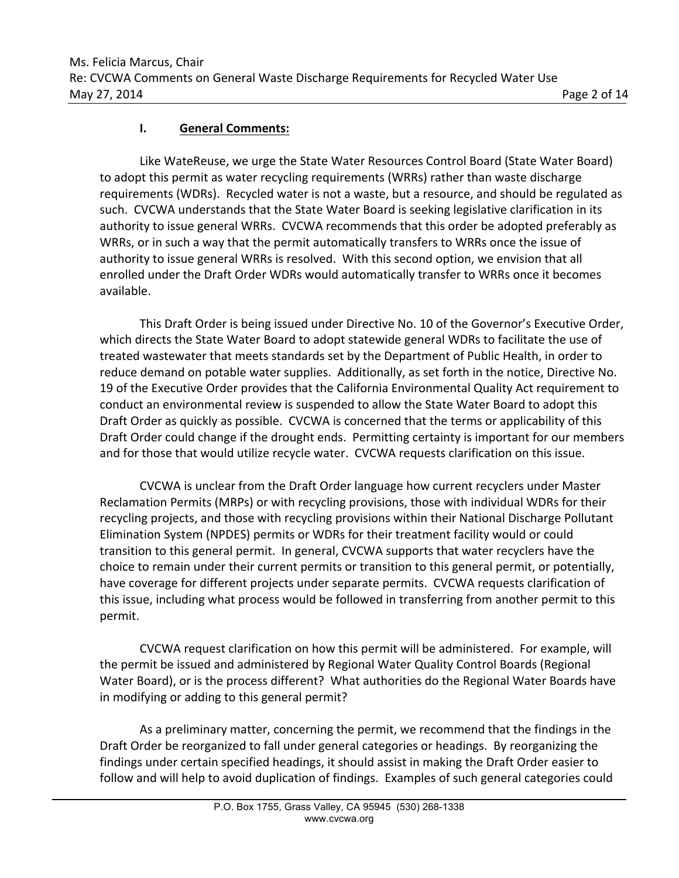## I. General Comments:

Like WateReuse, we urge the State Water Resources Control Board (State Water Board) to adopt this permit as water recycling requirements (WRRs) rather than waste discharge requirements (WDRs). Recycled water is not a waste, but a resource, and should be regulated as such. CVCWA understands that the State Water Board is seeking legislative clarification in its authority to issue general WRRs. CVCWA recommends that this order be adopted preferably as WRRs, or in such a way that the permit automatically transfers to WRRs once the issue of authority to issue general WRRs is resolved. With this second option, we envision that all enrolled under the Draft Order WDRs would automatically transfer to WRRs once it becomes available.

This Draft Order is being issued under Directive No. 10 of the Governor's Executive Order, which directs the State Water Board to adopt statewide general WDRs to facilitate the use of treated wastewater that meets standards set by the Department of Public Health, in order to reduce demand on potable water supplies. Additionally, as set forth in the notice, Directive No. 19 of the Executive Order provides that the California Environmental Quality Act requirement to conduct an environmental review is suspended to allow the State Water Board to adopt this Draft Order as quickly as possible. CVCWA is concerned that the terms or applicability of this Draft Order could change if the drought ends. Permitting certainty is important for our members and for those that would utilize recycle water. CVCWA requests clarification on this issue.

CVCWA is unclear from the Draft Order language how current recyclers under Master Reclamation Permits (MRPs) or with recycling provisions, those with individual WDRs for their recycling projects, and those with recycling provisions within their National Discharge Pollutant Elimination System (NPDES) permits or WDRs for their treatment facility would or could transition to this general permit. In general, CVCWA supports that water recyclers have the choice to remain under their current permits or transition to this general permit, or potentially, have coverage for different projects under separate permits. CVCWA requests clarification of this issue, including what process would be followed in transferring from another permit to this permit.

CVCWA request clarification on how this permit will be administered. For example, will the permit be issued and administered by Regional Water Quality Control Boards (Regional Water Board), or is the process different? What authorities do the Regional Water Boards have in modifying or adding to this general permit?

As a preliminary matter, concerning the permit, we recommend that the findings in the Draft Order be reorganized to fall under general categories or headings. By reorganizing the findings under certain specified headings, it should assist in making the Draft Order easier to follow and will help to avoid duplication of findings. Examples of such general categories could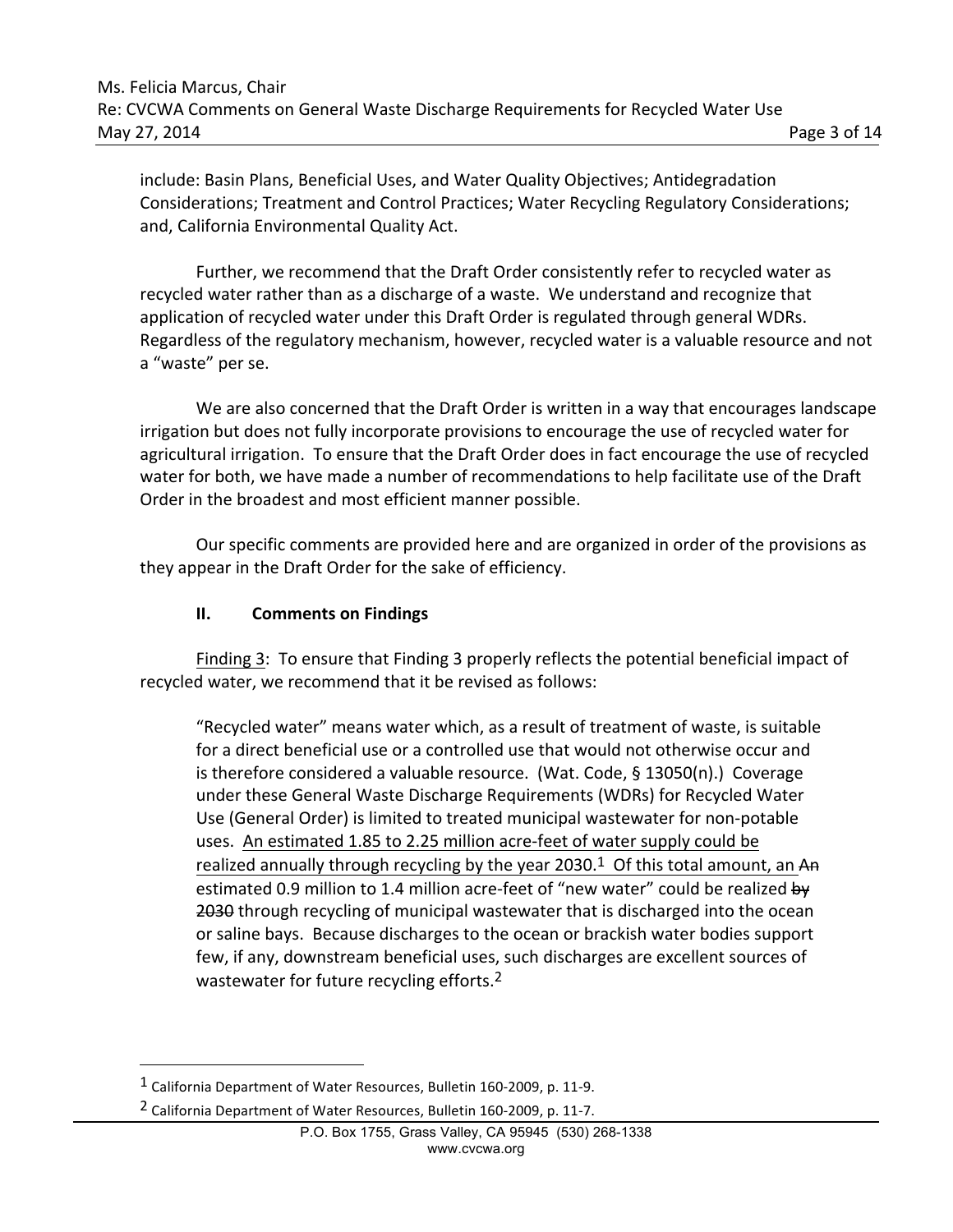include: Basin Plans, Beneficial Uses, and Water Quality Objectives; Antidegradation Considerations; Treatment and Control Practices; Water Recycling Regulatory Considerations; and, California Environmental Quality Act.

Further, we recommend that the Draft Order consistently refer to recycled water as recycled water rather than as a discharge of a waste. We understand and recognize that application of recycled water under this Draft Order is regulated through general WDRs. Regardless of the regulatory mechanism, however, recycled water is a valuable resource and not a "waste" per se.

We are also concerned that the Draft Order is written in a way that encourages landscape irrigation but does not fully incorporate provisions to encourage the use of recycled water for agricultural irrigation. To ensure that the Draft Order does in fact encourage the use of recycled water for both, we have made a number of recommendations to help facilitate use of the Draft Order in the broadest and most efficient manner possible.

Our specific comments are provided here and are organized in order of the provisions as they appear in the Draft Order for the sake of efficiency.

## II. Comments on Findings

<u>Finding 3</u>: To ensure that Finding 3 properly reflects the potential beneficial impact of recycled water, we recommend that it be revised as follows:

> "Recycled water" means water which, as a result of treatment of waste, is suitable for a direct beneficial use or a controlled use that would not otherwise occur and is therefore considered a valuable resource. (Wat. Code, § 13050(n).) Coverage under these General Waste Discharge Requirements (WDRs) for Recycled Water Use (General Order) is limited to treated municipal wastewater for non-potable uses. <u>An estimated 1.85 to 2.25 million acre-feet of water supply could be realized annually through recycling by the year 2030.</u>[1] <u>Of this total amount, an</u> ~~An~~ estimated 0.9 million to 1.4 million acre-feet of "new water" could be realized ~~by 2030~~ through recycling of municipal wastewater that is discharged into the ocean or saline bays. Because discharges to the ocean or brackish water bodies support few, if any, downstream beneficial uses, such discharges are excellent sources of wastewater for future recycling efforts.[2]

---

[1] California Department of Water Resources, Bulletin 160-2009, p. 11-9.

[2] California Department of Water Resources, Bulletin 160-2009, p. 11-7.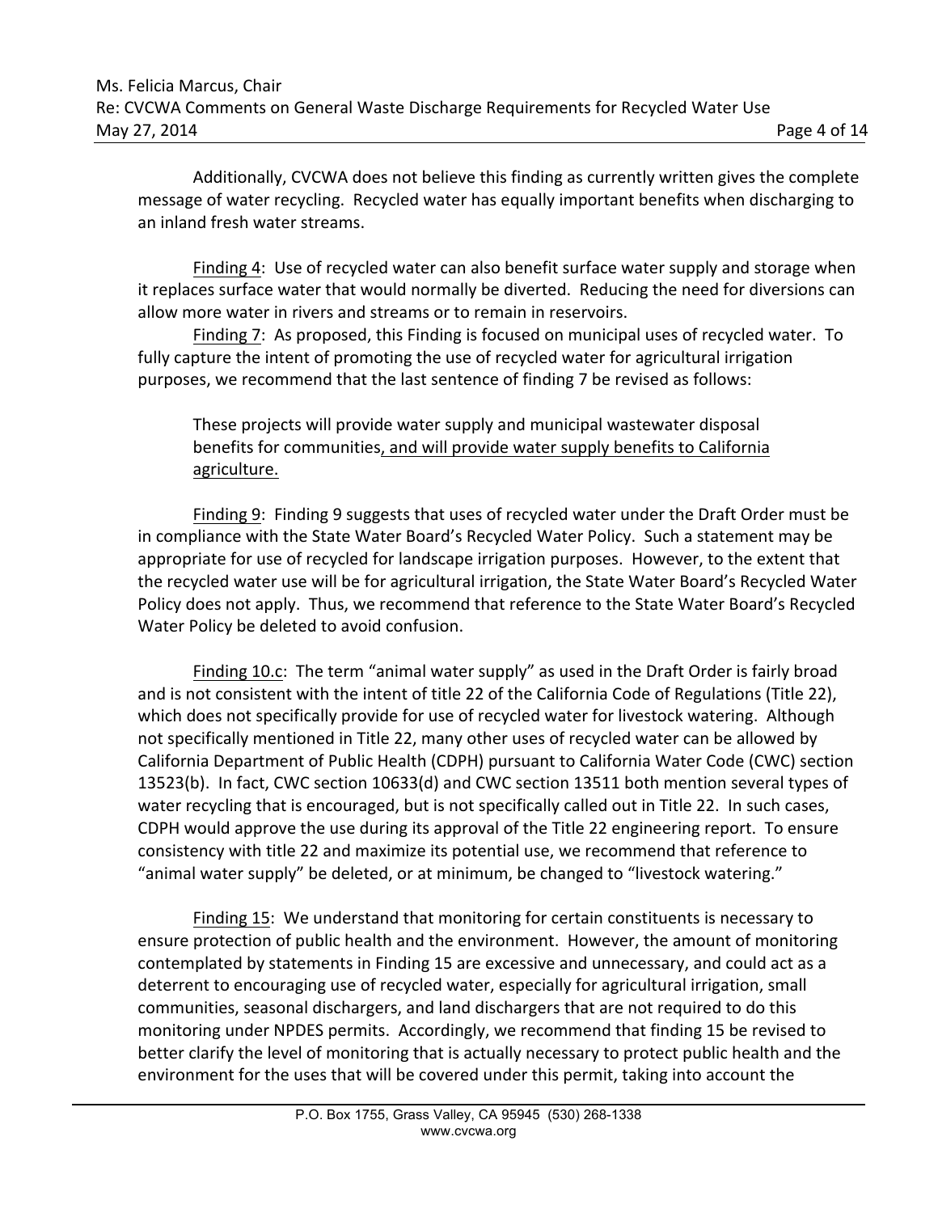Additionally, CVCWA does not believe this finding as currently written gives the complete message of water recycling. Recycled water has equally important benefits when discharging to an inland fresh water streams.

<u>Finding 4</u>: Use of recycled water can also benefit surface water supply and storage when it replaces surface water that would normally be diverted. Reducing the need for diversions can allow more water in rivers and streams or to remain in reservoirs.

<u>Finding 7</u>: As proposed, this Finding is focused on municipal uses of recycled water. To fully capture the intent of promoting the use of recycled water for agricultural irrigation purposes, we recommend that the last sentence of finding 7 be revised as follows:

> These projects will provide water supply and municipal wastewater disposal benefits for communities<u>, and will provide water supply benefits to California agriculture.</u>

<u>Finding 9</u>: Finding 9 suggests that uses of recycled water under the Draft Order must be in compliance with the State Water Board's Recycled Water Policy. Such a statement may be appropriate for use of recycled for landscape irrigation purposes. However, to the extent that the recycled water use will be for agricultural irrigation, the State Water Board's Recycled Water Policy does not apply. Thus, we recommend that reference to the State Water Board's Recycled Water Policy be deleted to avoid confusion.

<u>Finding 10.c</u>: The term "animal water supply" as used in the Draft Order is fairly broad and is not consistent with the intent of title 22 of the California Code of Regulations (Title 22), which does not specifically provide for use of recycled water for livestock watering. Although not specifically mentioned in Title 22, many other uses of recycled water can be allowed by California Department of Public Health (CDPH) pursuant to California Water Code (CWC) section 13523(b). In fact, CWC section 10633(d) and CWC section 13511 both mention several types of water recycling that is encouraged, but is not specifically called out in Title 22. In such cases, CDPH would approve the use during its approval of the Title 22 engineering report. To ensure consistency with title 22 and maximize its potential use, we recommend that reference to "animal water supply" be deleted, or at minimum, be changed to "livestock watering."

<u>Finding 15</u>: We understand that monitoring for certain constituents is necessary to ensure protection of public health and the environment. However, the amount of monitoring contemplated by statements in Finding 15 are excessive and unnecessary, and could act as a deterrent to encouraging use of recycled water, especially for agricultural irrigation, small communities, seasonal dischargers, and land dischargers that are not required to do this monitoring under NPDES permits. Accordingly, we recommend that finding 15 be revised to better clarify the level of monitoring that is actually necessary to protect public health and the environment for the uses that will be covered under this permit, taking into account the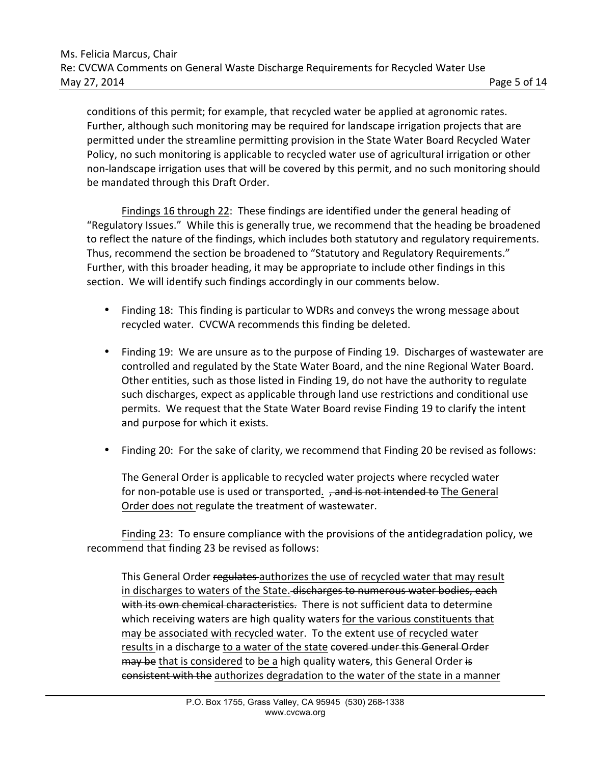conditions of this permit; for example, that recycled water be applied at agronomic rates. Further, although such monitoring may be required for landscape irrigation projects that are permitted under the streamline permitting provision in the State Water Board Recycled Water Policy, no such monitoring is applicable to recycled water use of agricultural irrigation or other non-landscape irrigation uses that will be covered by this permit, and no such monitoring should be mandated through this Draft Order.

<u>Findings 16 through 22</u>: These findings are identified under the general heading of "Regulatory Issues." While this is generally true, we recommend that the heading be broadened to reflect the nature of the findings, which includes both statutory and regulatory requirements. Thus, recommend the section be broadened to "Statutory and Regulatory Requirements." Further, with this broader heading, it may be appropriate to include other findings in this section. We will identify such findings accordingly in our comments below.

- Finding 18: This finding is particular to WDRs and conveys the wrong message about recycled water. CVCWA recommends this finding be deleted.
- Finding 19: We are unsure as to the purpose of Finding 19. Discharges of wastewater are controlled and regulated by the State Water Board, and the nine Regional Water Board. Other entities, such as those listed in Finding 19, do not have the authority to regulate such discharges, expect as applicable through land use restrictions and conditional use permits. We request that the State Water Board revise Finding 19 to clarify the intent and purpose for which it exists.
- Finding 20: For the sake of clarity, we recommend that Finding 20 be revised as follows:

  The General Order is applicable to recycled water projects where recycled water for non-potable use is used or transported<u>.</u> ~~, and is not intended to~~ <u>The General Order does not</u> regulate the treatment of wastewater.

<u>Finding 23</u>: To ensure compliance with the provisions of the antidegradation policy, we recommend that finding 23 be revised as follows:

> This General Order ~~regulates~~ <u>authorizes the use of recycled water that may result in discharges to waters of the State.</u> ~~discharges to numerous water bodies, each with its own chemical characteristics.~~ There is not sufficient data to determine which receiving waters are high quality waters <u>for the various constituents that may be associated with recycled water</u>. To the extent <u>use of recycled water results</u> in a discharge <u>to a water of the state</u> ~~covered under this General Order may be~~ <u>that is considered</u> to <u>be a</u> high quality water~~s~~, this General Order ~~is consistent with the~~ <u>authorizes degradation to the water of the state in a manner</u>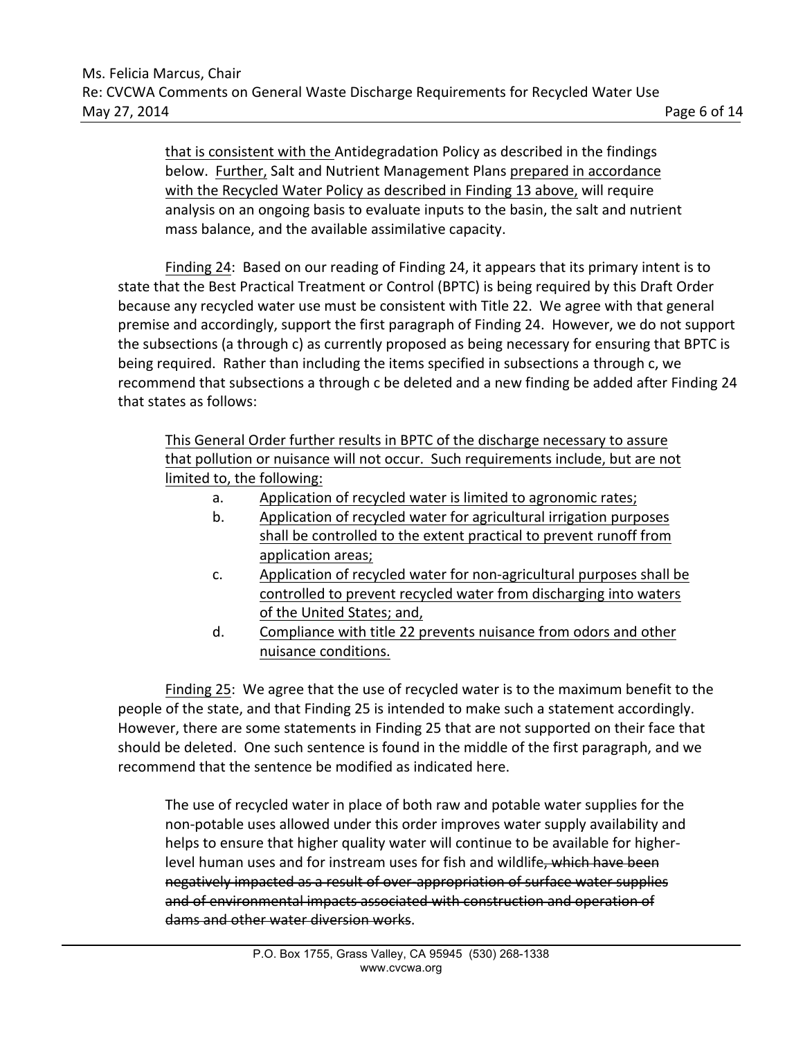> <u>that is consistent with the</u> Antidegradation Policy as described in the findings below. <u>Further,</u> Salt and Nutrient Management Plans <u>prepared in accordance with the Recycled Water Policy as described in Finding 13 above,</u> will require analysis on an ongoing basis to evaluate inputs to the basin, the salt and nutrient mass balance, and the available assimilative capacity.

<u>Finding 24</u>: Based on our reading of Finding 24, it appears that its primary intent is to state that the Best Practical Treatment or Control (BPTC) is being required by this Draft Order because any recycled water use must be consistent with Title 22. We agree with that general premise and accordingly, support the first paragraph of Finding 24. However, we do not support the subsections (a through c) as currently proposed as being necessary for ensuring that BPTC is being required. Rather than including the items specified in subsections a through c, we recommend that subsections a through c be deleted and a new finding be added after Finding 24 that states as follows:

> <u>This General Order further results in BPTC of the discharge necessary to assure that pollution or nuisance will not occur. Such requirements include, but are not limited to, the following:</u>
>
> a. <u>Application of recycled water is limited to agronomic rates;</u>
>
> b. <u>Application of recycled water for agricultural irrigation purposes shall be controlled to the extent practical to prevent runoff from application areas;</u>
>
> c. <u>Application of recycled water for non-agricultural purposes shall be controlled to prevent recycled water from discharging into waters of the United States; and,</u>
>
> d. <u>Compliance with title 22 prevents nuisance from odors and other nuisance conditions.</u>

<u>Finding 25</u>: We agree that the use of recycled water is to the maximum benefit to the people of the state, and that Finding 25 is intended to make such a statement accordingly. However, there are some statements in Finding 25 that are not supported on their face that should be deleted. One such sentence is found in the middle of the first paragraph, and we recommend that the sentence be modified as indicated here.

> The use of recycled water in place of both raw and potable water supplies for the non-potable uses allowed under this order improves water supply availability and helps to ensure that higher quality water will continue to be available for higher-level human uses and for instream uses for fish and wildlife~~, which have been negatively impacted as a result of over-appropriation of surface water supplies and of environmental impacts associated with construction and operation of dams and other water diversion works~~.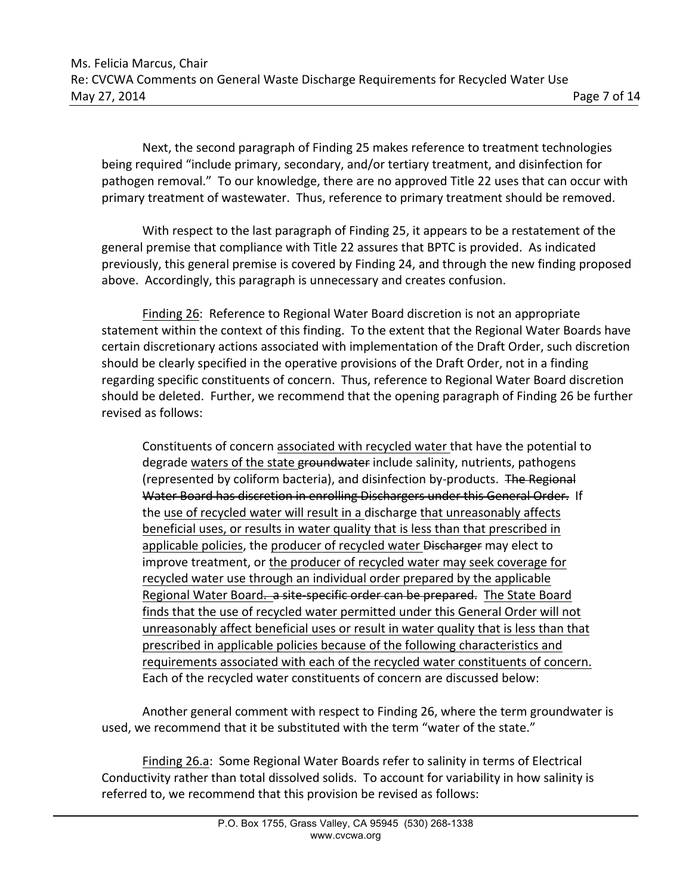Next, the second paragraph of Finding 25 makes reference to treatment technologies being required "include primary, secondary, and/or tertiary treatment, and disinfection for pathogen removal." To our knowledge, there are no approved Title 22 uses that can occur with primary treatment of wastewater. Thus, reference to primary treatment should be removed.

With respect to the last paragraph of Finding 25, it appears to be a restatement of the general premise that compliance with Title 22 assures that BPTC is provided. As indicated previously, this general premise is covered by Finding 24, and through the new finding proposed above. Accordingly, this paragraph is unnecessary and creates confusion.

<u>Finding 26</u>: Reference to Regional Water Board discretion is not an appropriate statement within the context of this finding. To the extent that the Regional Water Boards have certain discretionary actions associated with implementation of the Draft Order, such discretion should be clearly specified in the operative provisions of the Draft Order, not in a finding regarding specific constituents of concern. Thus, reference to Regional Water Board discretion should be deleted. Further, we recommend that the opening paragraph of Finding 26 be further revised as follows:

> Constituents of concern <u>associated with recycled water</u> that have the potential to degrade <u>waters of the state</u> ~~groundwater~~ include salinity, nutrients, pathogens (represented by coliform bacteria), and disinfection by-products. ~~The Regional Water Board has discretion in enrolling Dischargers under this General Order.~~ If the <u>use of recycled water will result in a</u> discharge <u>that unreasonably affects beneficial uses, or results in water quality that is less than that prescribed in applicable policies</u>, the <u>producer of recycled water</u> ~~Discharger~~ may elect to improve treatment, or <u>the producer of recycled water may seek coverage for recycled water use through an individual order prepared by the applicable Regional Water Board</u>~~. a site-specific order can be prepared.~~ <u>The State Board finds that the use of recycled water permitted under this General Order will not unreasonably affect beneficial uses or result in water quality that is less than that prescribed in applicable policies because of the following characteristics and requirements associated with each of the recycled water constituents of concern.</u> Each of the recycled water constituents of concern are discussed below:

Another general comment with respect to Finding 26, where the term groundwater is used, we recommend that it be substituted with the term "water of the state."

<u>Finding 26.a</u>: Some Regional Water Boards refer to salinity in terms of Electrical Conductivity rather than total dissolved solids. To account for variability in how salinity is referred to, we recommend that this provision be revised as follows: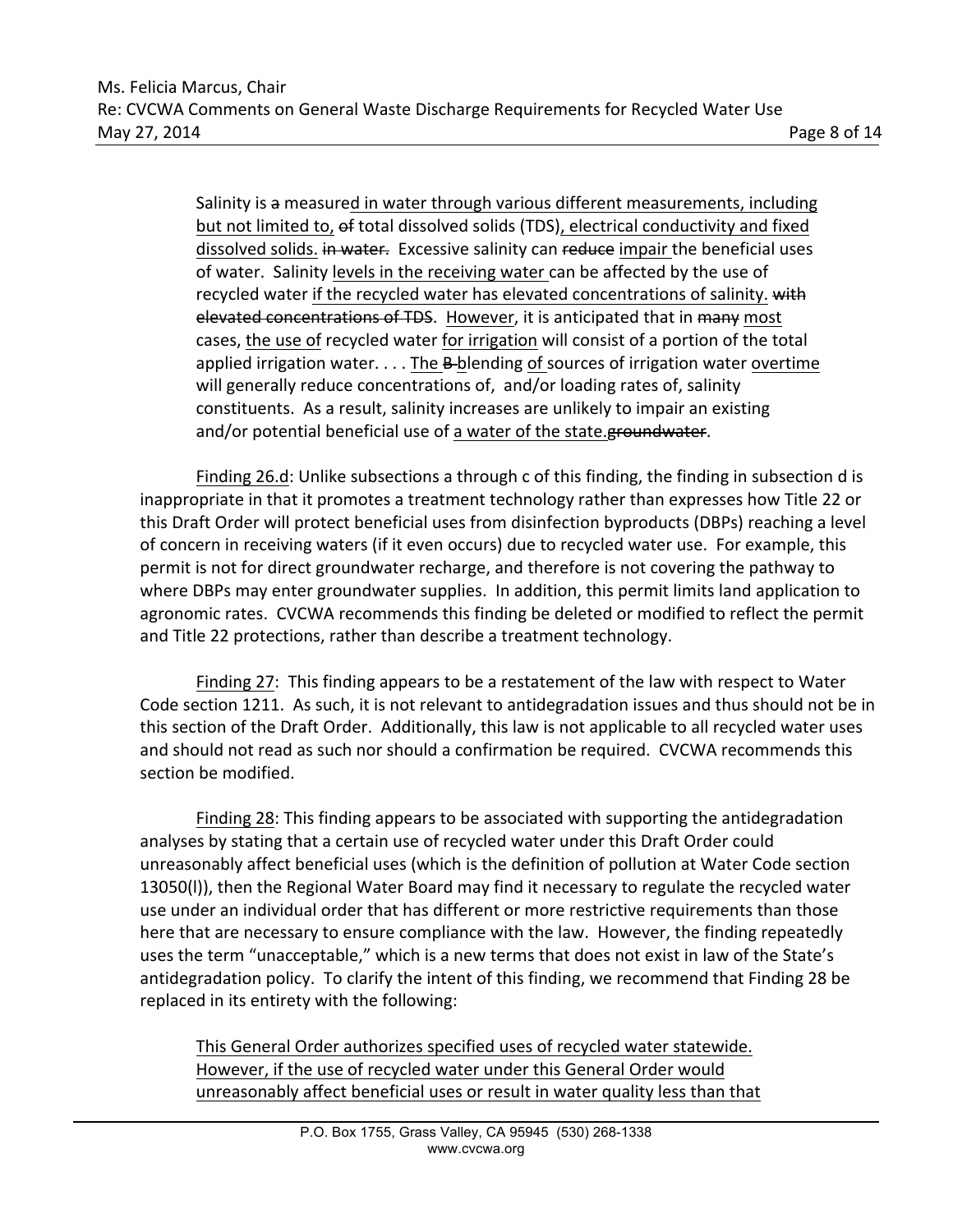> Salinity is ~~a~~ measure<u>d in water through various different measurements, including but not limited to,</u> ~~of~~ total dissolved solids (TDS)<u>, electrical conductivity and fixed dissolved solids.</u> ~~in water.~~ Excessive salinity can ~~reduce~~ <u>impair</u> the beneficial uses of water. Salinity <u>levels in the receiving water</u> can be affected by the use of recycled water <u>if the recycled water has elevated concentrations of salinity.</u> ~~with elevated concentrations of TDS~~. <u>However</u>, it is anticipated that in ~~many~~ <u>most</u> cases, <u>the use of</u> recycled water <u>for irrigation</u> will consist of a portion of the total applied irrigation water. . . . <u>The</u> ~~B~~ <u>b</u>lending <u>of</u> sources of irrigation water <u>overtime</u> will generally reduce concentrations of, and/or loading rates of, salinity constituents. As a result, salinity increases are unlikely to impair an existing and/or potential beneficial use of <u>a water of the state.</u>~~groundwater~~.

<u>Finding 26.d</u>: Unlike subsections a through c of this finding, the finding in subsection d is inappropriate in that it promotes a treatment technology rather than expresses how Title 22 or this Draft Order will protect beneficial uses from disinfection byproducts (DBPs) reaching a level of concern in receiving waters (if it even occurs) due to recycled water use. For example, this permit is not for direct groundwater recharge, and therefore is not covering the pathway to where DBPs may enter groundwater supplies. In addition, this permit limits land application to agronomic rates. CVCWA recommends this finding be deleted or modified to reflect the permit and Title 22 protections, rather than describe a treatment technology.

<u>Finding 27</u>: This finding appears to be a restatement of the law with respect to Water Code section 1211. As such, it is not relevant to antidegradation issues and thus should not be in this section of the Draft Order. Additionally, this law is not applicable to all recycled water uses and should not read as such nor should a confirmation be required. CVCWA recommends this section be modified.

<u>Finding 28</u>: This finding appears to be associated with supporting the antidegradation analyses by stating that a certain use of recycled water under this Draft Order could unreasonably affect beneficial uses (which is the definition of pollution at Water Code section 13050(l)), then the Regional Water Board may find it necessary to regulate the recycled water use under an individual order that has different or more restrictive requirements than those here that are necessary to ensure compliance with the law. However, the finding repeatedly uses the term "unacceptable," which is a new terms that does not exist in law of the State's antidegradation policy. To clarify the intent of this finding, we recommend that Finding 28 be replaced in its entirety with the following:

> <u>This General Order authorizes specified uses of recycled water statewide. However, if the use of recycled water under this General Order would unreasonably affect beneficial uses or result in water quality less than that</u>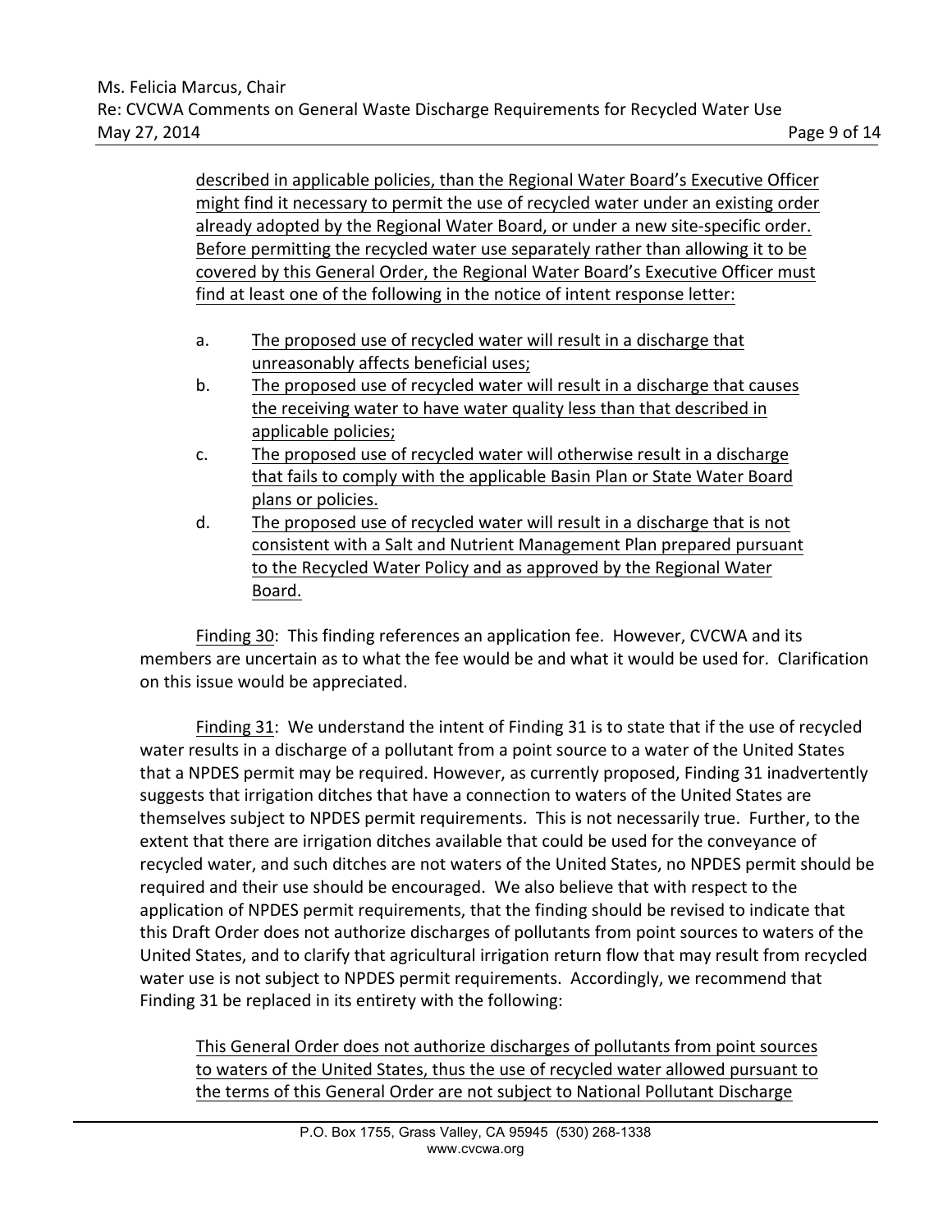described in applicable policies, than the Regional Water Board's Executive Officer might find it necessary to permit the use of recycled water under an existing order already adopted by the Regional Water Board, or under a new site-specific order. Before permitting the recycled water use separately rather than allowing it to be covered by this General Order, the Regional Water Board's Executive Officer must find at least one of the following in the notice of intent response letter:

> a. The proposed use of recycled water will result in a discharge that unreasonably affects beneficial uses;
>
> b. The proposed use of recycled water will result in a discharge that causes the receiving water to have water quality less than that described in applicable policies;
>
> c. The proposed use of recycled water will otherwise result in a discharge that fails to comply with the applicable Basin Plan or State Water Board plans or policies.
>
> d. The proposed use of recycled water will result in a discharge that is not consistent with a Salt and Nutrient Management Plan prepared pursuant to the Recycled Water Policy and as approved by the Regional Water Board.

Finding 30: This finding references an application fee. However, CVCWA and its members are uncertain as to what the fee would be and what it would be used for. Clarification on this issue would be appreciated.

Finding 31: We understand the intent of Finding 31 is to state that if the use of recycled water results in a discharge of a pollutant from a point source to a water of the United States that a NPDES permit may be required. However, as currently proposed, Finding 31 inadvertently suggests that irrigation ditches that have a connection to waters of the United States are themselves subject to NPDES permit requirements. This is not necessarily true. Further, to the extent that there are irrigation ditches available that could be used for the conveyance of recycled water, and such ditches are not waters of the United States, no NPDES permit should be required and their use should be encouraged. We also believe that with respect to the application of NPDES permit requirements, that the finding should be revised to indicate that this Draft Order does not authorize discharges of pollutants from point sources to waters of the United States, and to clarify that agricultural irrigation return flow that may result from recycled water use is not subject to NPDES permit requirements. Accordingly, we recommend that Finding 31 be replaced in its entirety with the following:

> This General Order does not authorize discharges of pollutants from point sources to waters of the United States, thus the use of recycled water allowed pursuant to the terms of this General Order are not subject to National Pollutant Discharge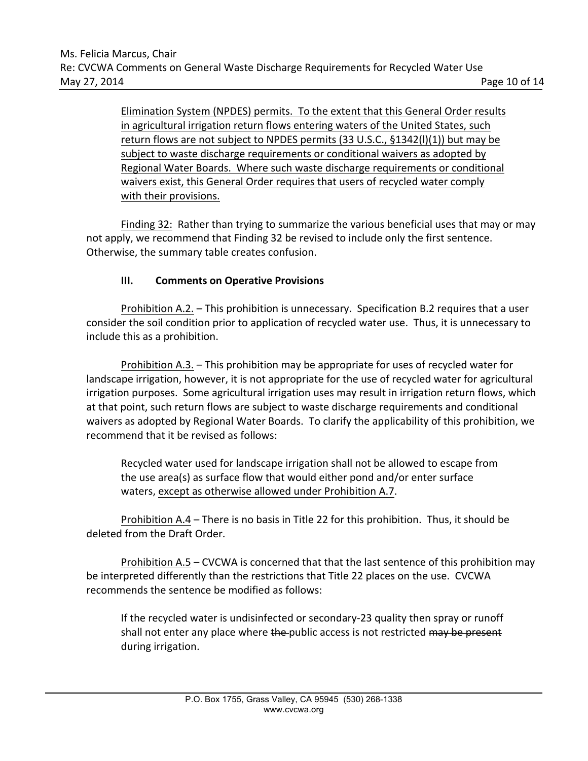<u>Elimination System (NPDES) permits. To the extent that this General Order results in agricultural irrigation return flows entering waters of the United States, such return flows are not subject to NPDES permits (33 U.S.C., §1342(l)(1)) but may be subject to waste discharge requirements or conditional waivers as adopted by Regional Water Boards. Where such waste discharge requirements or conditional waivers exist, this General Order requires that users of recycled water comply with their provisions.</u>

<u>Finding 32:</u> Rather than trying to summarize the various beneficial uses that may or may not apply, we recommend that Finding 32 be revised to include only the first sentence. Otherwise, the summary table creates confusion.

### III. Comments on Operative Provisions

<u>Prohibition A.2.</u> – This prohibition is unnecessary. Specification B.2 requires that a user consider the soil condition prior to application of recycled water use. Thus, it is unnecessary to include this as a prohibition.

<u>Prohibition A.3.</u> – This prohibition may be appropriate for uses of recycled water for landscape irrigation, however, it is not appropriate for the use of recycled water for agricultural irrigation purposes. Some agricultural irrigation uses may result in irrigation return flows, which at that point, such return flows are subject to waste discharge requirements and conditional waivers as adopted by Regional Water Boards. To clarify the applicability of this prohibition, we recommend that it be revised as follows:

> Recycled water <u>used for landscape irrigation</u> shall not be allowed to escape from the use area(s) as surface flow that would either pond and/or enter surface waters, <u>except as otherwise allowed under Prohibition A.7</u>.

<u>Prohibition A.4</u> – There is no basis in Title 22 for this prohibition. Thus, it should be deleted from the Draft Order.

<u>Prohibition A.5</u> – CVCWA is concerned that that the last sentence of this prohibition may be interpreted differently than the restrictions that Title 22 places on the use. CVCWA recommends the sentence be modified as follows:

> If the recycled water is undisinfected or secondary-23 quality then spray or runoff shall not enter any place where ~~the~~ public access is not restricted ~~may be present~~ during irrigation.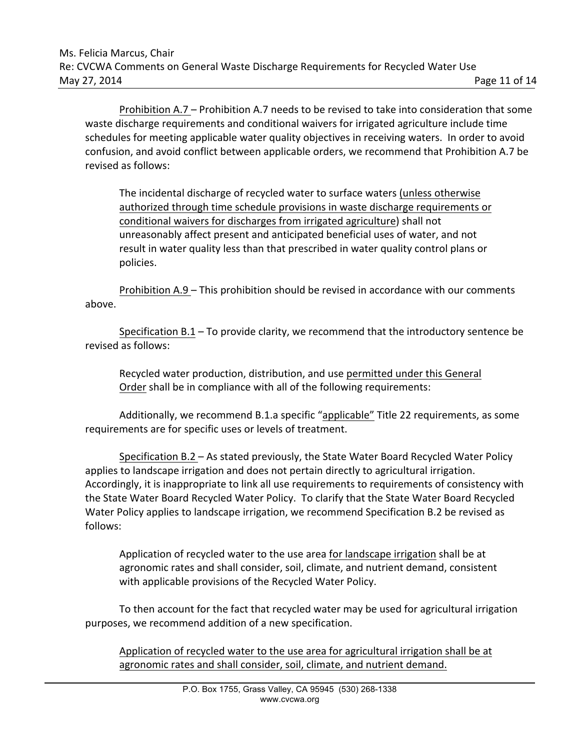<u>Prohibition A.7</u> – Prohibition A.7 needs to be revised to take into consideration that some waste discharge requirements and conditional waivers for irrigated agriculture include time schedules for meeting applicable water quality objectives in receiving waters. In order to avoid confusion, and avoid conflict between applicable orders, we recommend that Prohibition A.7 be revised as follows:

> The incidental discharge of recycled water to surface waters <u>(unless otherwise authorized through time schedule provisions in waste discharge requirements or conditional waivers for discharges from irrigated agriculture)</u> shall not unreasonably affect present and anticipated beneficial uses of water, and not result in water quality less than that prescribed in water quality control plans or policies.

<u>Prohibition A.9</u> – This prohibition should be revised in accordance with our comments above.

<u>Specification B.1</u> – To provide clarity, we recommend that the introductory sentence be revised as follows:

> Recycled water production, distribution, and use <u>permitted under this General Order</u> shall be in compliance with all of the following requirements:

Additionally, we recommend B.1.a specific "<u>applicable</u>" Title 22 requirements, as some requirements are for specific uses or levels of treatment.

<u>Specification B.2</u> – As stated previously, the State Water Board Recycled Water Policy applies to landscape irrigation and does not pertain directly to agricultural irrigation. Accordingly, it is inappropriate to link all use requirements to requirements of consistency with the State Water Board Recycled Water Policy. To clarify that the State Water Board Recycled Water Policy applies to landscape irrigation, we recommend Specification B.2 be revised as follows:

> Application of recycled water to the use area <u>for landscape irrigation</u> shall be at agronomic rates and shall consider, soil, climate, and nutrient demand, consistent with applicable provisions of the Recycled Water Policy.

To then account for the fact that recycled water may be used for agricultural irrigation purposes, we recommend addition of a new specification.

> <u>Application of recycled water to the use area for agricultural irrigation shall be at agronomic rates and shall consider, soil, climate, and nutrient demand.</u>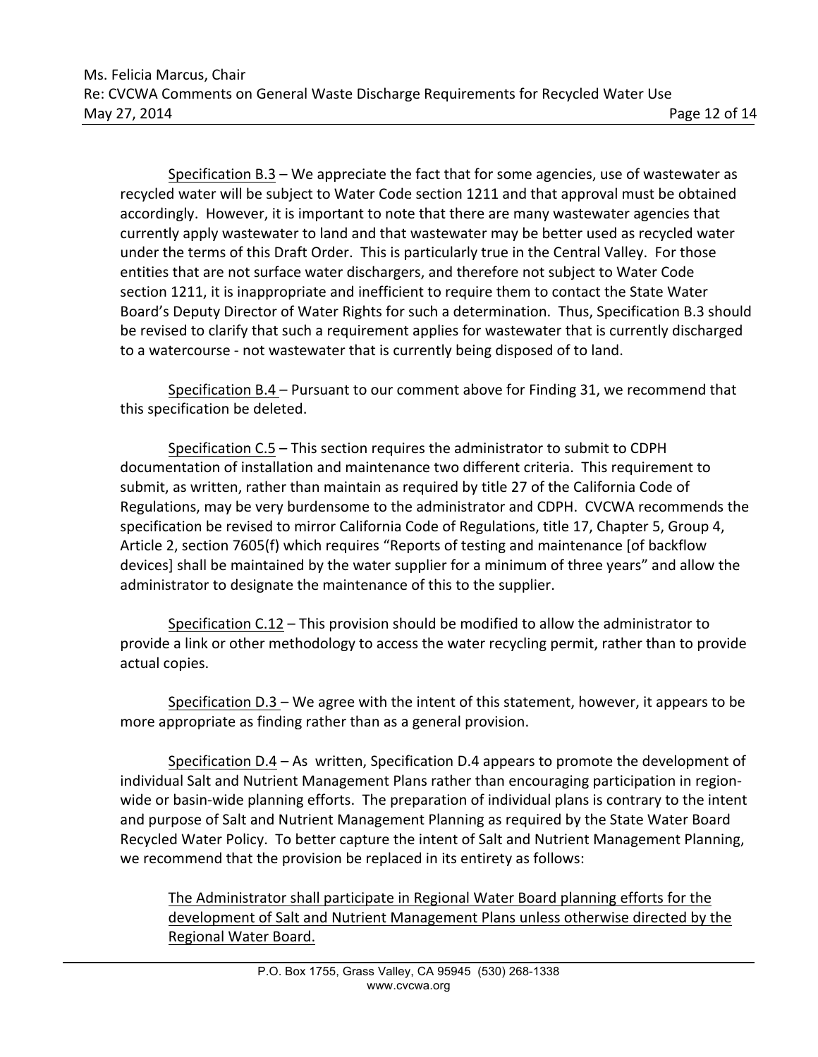<u>Specification B.3</u> – We appreciate the fact that for some agencies, use of wastewater as recycled water will be subject to Water Code section 1211 and that approval must be obtained accordingly. However, it is important to note that there are many wastewater agencies that currently apply wastewater to land and that wastewater may be better used as recycled water under the terms of this Draft Order. This is particularly true in the Central Valley. For those entities that are not surface water dischargers, and therefore not subject to Water Code section 1211, it is inappropriate and inefficient to require them to contact the State Water Board's Deputy Director of Water Rights for such a determination. Thus, Specification B.3 should be revised to clarify that such a requirement applies for wastewater that is currently discharged to a watercourse - not wastewater that is currently being disposed of to land.

<u>Specification B.4</u> – Pursuant to our comment above for Finding 31, we recommend that this specification be deleted.

<u>Specification C.5</u> – This section requires the administrator to submit to CDPH documentation of installation and maintenance two different criteria. This requirement to submit, as written, rather than maintain as required by title 27 of the California Code of Regulations, may be very burdensome to the administrator and CDPH. CVCWA recommends the specification be revised to mirror California Code of Regulations, title 17, Chapter 5, Group 4, Article 2, section 7605(f) which requires "Reports of testing and maintenance [of backflow devices] shall be maintained by the water supplier for a minimum of three years" and allow the administrator to designate the maintenance of this to the supplier.

<u>Specification C.12</u> – This provision should be modified to allow the administrator to provide a link or other methodology to access the water recycling permit, rather than to provide actual copies.

<u>Specification D.3</u> – We agree with the intent of this statement, however, it appears to be more appropriate as finding rather than as a general provision.

<u>Specification D.4</u> – As written, Specification D.4 appears to promote the development of individual Salt and Nutrient Management Plans rather than encouraging participation in region-wide or basin-wide planning efforts. The preparation of individual plans is contrary to the intent and purpose of Salt and Nutrient Management Planning as required by the State Water Board Recycled Water Policy. To better capture the intent of Salt and Nutrient Management Planning, we recommend that the provision be replaced in its entirety as follows:

> <u>The Administrator shall participate in Regional Water Board planning efforts for the development of Salt and Nutrient Management Plans unless otherwise directed by the Regional Water Board.</u>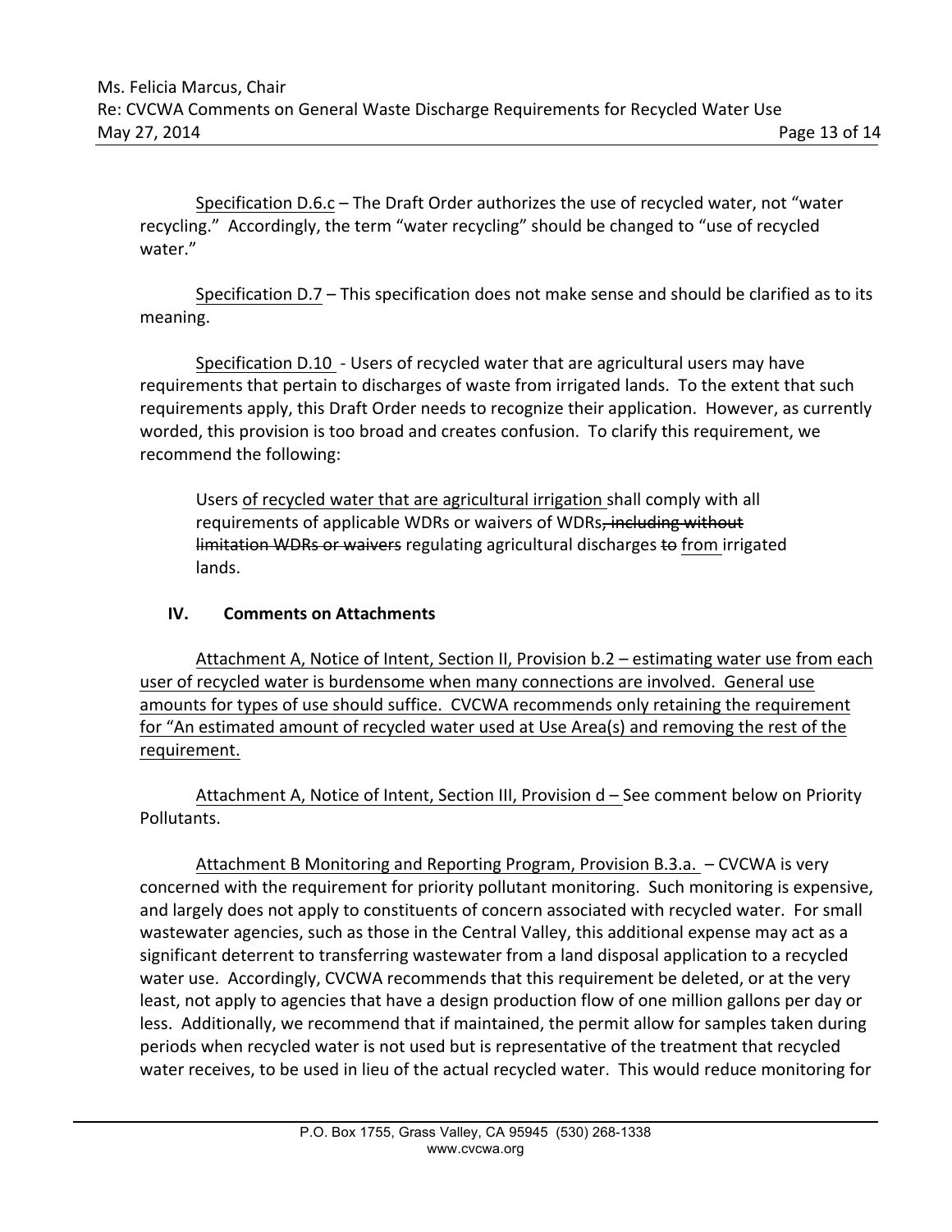Specification D.6.c – The Draft Order authorizes the use of recycled water, not "water recycling." Accordingly, the term "water recycling" should be changed to "use of recycled water."

Specification D.7 – This specification does not make sense and should be clarified as to its meaning.

Specification D.10 - Users of recycled water that are agricultural users may have requirements that pertain to discharges of waste from irrigated lands. To the extent that such requirements apply, this Draft Order needs to recognize their application. However, as currently worded, this provision is too broad and creates confusion. To clarify this requirement, we recommend the following:

> Users of recycled water that are agricultural irrigation shall comply with all requirements of applicable WDRs or waivers of WDRs~~, including without limitation WDRs or waivers~~ regulating agricultural discharges ~~to~~ from irrigated lands.

## IV. Comments on Attachments

Attachment A, Notice of Intent, Section II, Provision b.2 – estimating water use from each user of recycled water is burdensome when many connections are involved. General use amounts for types of use should suffice. CVCWA recommends only retaining the requirement for "An estimated amount of recycled water used at Use Area(s) and removing the rest of the requirement.

Attachment A, Notice of Intent, Section III, Provision d – See comment below on Priority Pollutants.

Attachment B Monitoring and Reporting Program, Provision B.3.a. – CVCWA is very concerned with the requirement for priority pollutant monitoring. Such monitoring is expensive, and largely does not apply to constituents of concern associated with recycled water. For small wastewater agencies, such as those in the Central Valley, this additional expense may act as a significant deterrent to transferring wastewater from a land disposal application to a recycled water use. Accordingly, CVCWA recommends that this requirement be deleted, or at the very least, not apply to agencies that have a design production flow of one million gallons per day or less. Additionally, we recommend that if maintained, the permit allow for samples taken during periods when recycled water is not used but is representative of the treatment that recycled water receives, to be used in lieu of the actual recycled water. This would reduce monitoring for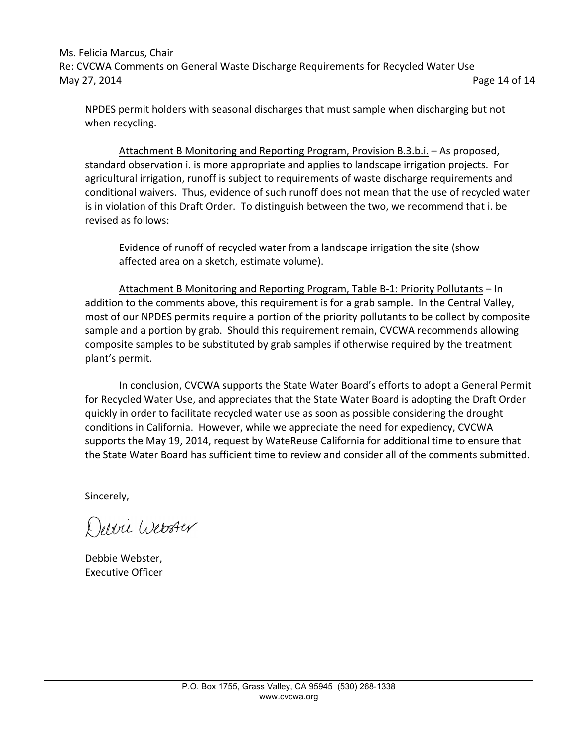NPDES permit holders with seasonal discharges that must sample when discharging but not when recycling.

<u>Attachment B Monitoring and Reporting Program, Provision B.3.b.i.</u> – As proposed, standard observation i. is more appropriate and applies to landscape irrigation projects. For agricultural irrigation, runoff is subject to requirements of waste discharge requirements and conditional waivers. Thus, evidence of such runoff does not mean that the use of recycled water is in violation of this Draft Order. To distinguish between the two, we recommend that i. be revised as follows:

> Evidence of runoff of recycled water from <u>a landscape irrigation</u> ~~the~~ site (show affected area on a sketch, estimate volume).

<u>Attachment B Monitoring and Reporting Program, Table B-1: Priority Pollutants</u> – In addition to the comments above, this requirement is for a grab sample. In the Central Valley, most of our NPDES permits require a portion of the priority pollutants to be collect by composite sample and a portion by grab. Should this requirement remain, CVCWA recommends allowing composite samples to be substituted by grab samples if otherwise required by the treatment plant's permit.

In conclusion, CVCWA supports the State Water Board's efforts to adopt a General Permit for Recycled Water Use, and appreciates that the State Water Board is adopting the Draft Order quickly in order to facilitate recycled water use as soon as possible considering the drought conditions in California. However, while we appreciate the need for expediency, CVCWA supports the May 19, 2014, request by WateReuse California for additional time to ensure that the State Water Board has sufficient time to review and consider all of the comments submitted.

Sincerely,

Debbie Webster

Debbie Webster,
Executive Officer

P.O. Box 1755, Grass Valley, CA 95945 (530) 268-1338
www.cvcwa.org